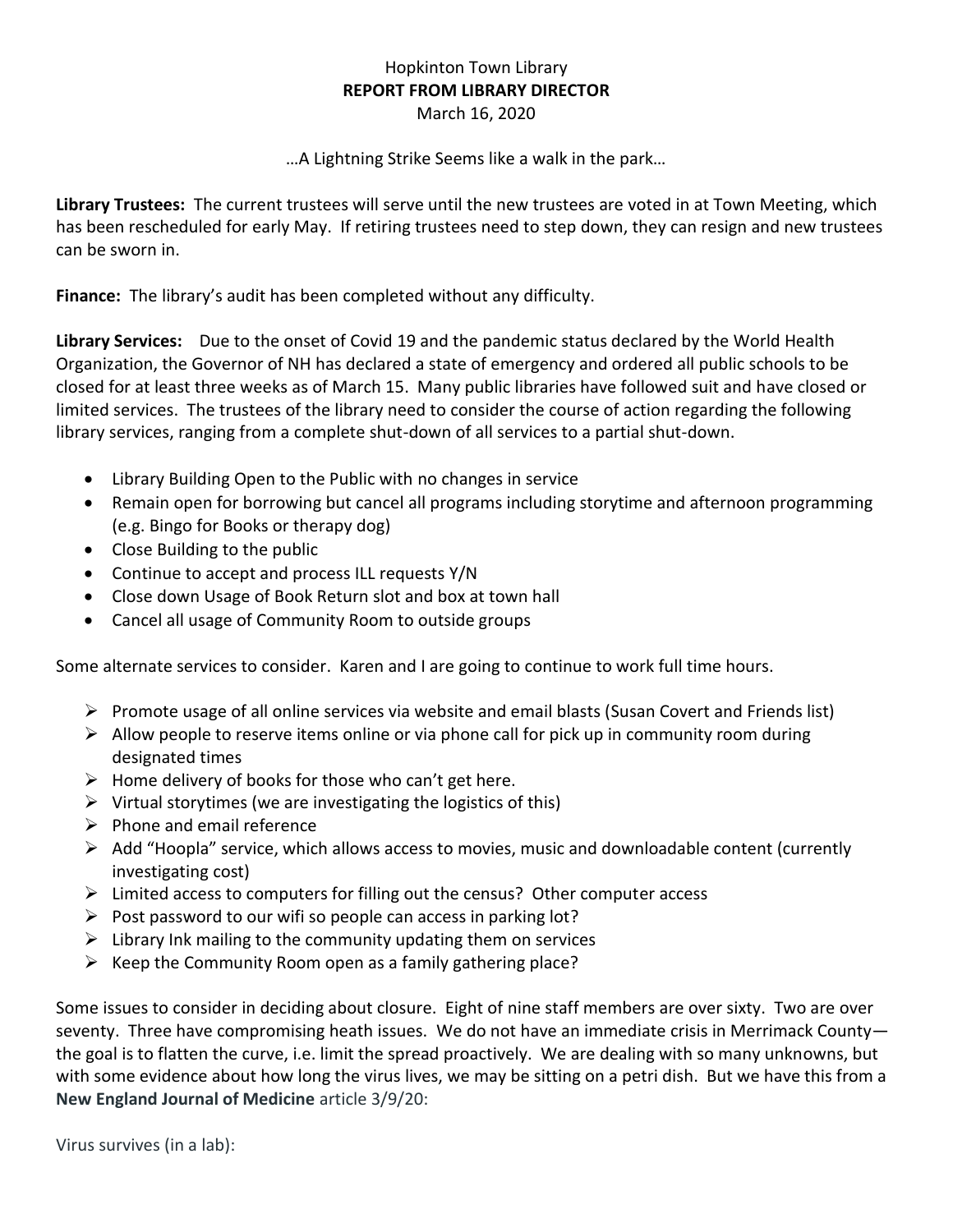Hopkinton Town Library

**REPORT FROM LIBRARY DIRECTOR**

March 16, 2020

…A Lightning Strike Seems like a walk in the park…

**Library Trustees:** The current trustees will serve until the new trustees are voted in at Town Meeting, which has been rescheduled for early May. If retiring trustees need to step down, they can resign and new trustees can be sworn in.

**Finance:** The library's audit has been completed without any difficulty.

**Library Services:** Due to the onset of Covid 19 and the pandemic status declared by the World Health Organization, the Governor of NH has declared a state of emergency and ordered all public schools to be closed for at least three weeks as of March 15. Many public libraries have followed suit and have closed or limited services. The trustees of the library need to consider the course of action regarding the following library services, ranging from a complete shut-down of all services to a partial shut-down.

- Library Building Open to the Public with no changes in service
- Remain open for borrowing but cancel all programs including storytime and afternoon programming (e.g. Bingo for Books or therapy dog)
- Close Building to the public
- Continue to accept and process ILL requests Y/N
- Close down Usage of Book Return slot and box at town hall
- Cancel all usage of Community Room to outside groups

Some alternate services to consider. Karen and I are going to continue to work full time hours.

- Promote usage of all online services via website and email blasts (Susan Covert and Friends list)
- Allow people to reserve items online or via phone call for pick up in community room during designated times
- Home delivery of books for those who can't get here.
- Virtual storytimes (we are investigating the logistics of this)
- Phone and email reference
- Add "Hoopla" service, which allows access to movies, music and downloadable content (currently investigating cost)
- Limited access to computers for filling out the census? Other computer access
- Post password to our wifi so people can access in parking lot?
- Library Ink mailing to the community updating them on services
- Keep the Community Room open as a family gathering place?

Some issues to consider in deciding about closure. Eight of nine staff members are over sixty. Two are over seventy. Three have compromising heath issues. We do not have an immediate crisis in Merrimack County—the goal is to flatten the curve, i.e. limit the spread proactively. We are dealing with so many unknowns, but with some evidence about how long the virus lives, we may be sitting on a petri dish. But we have this from a **New England Journal of Medicine** article 3/9/20:

Virus survives (in a lab):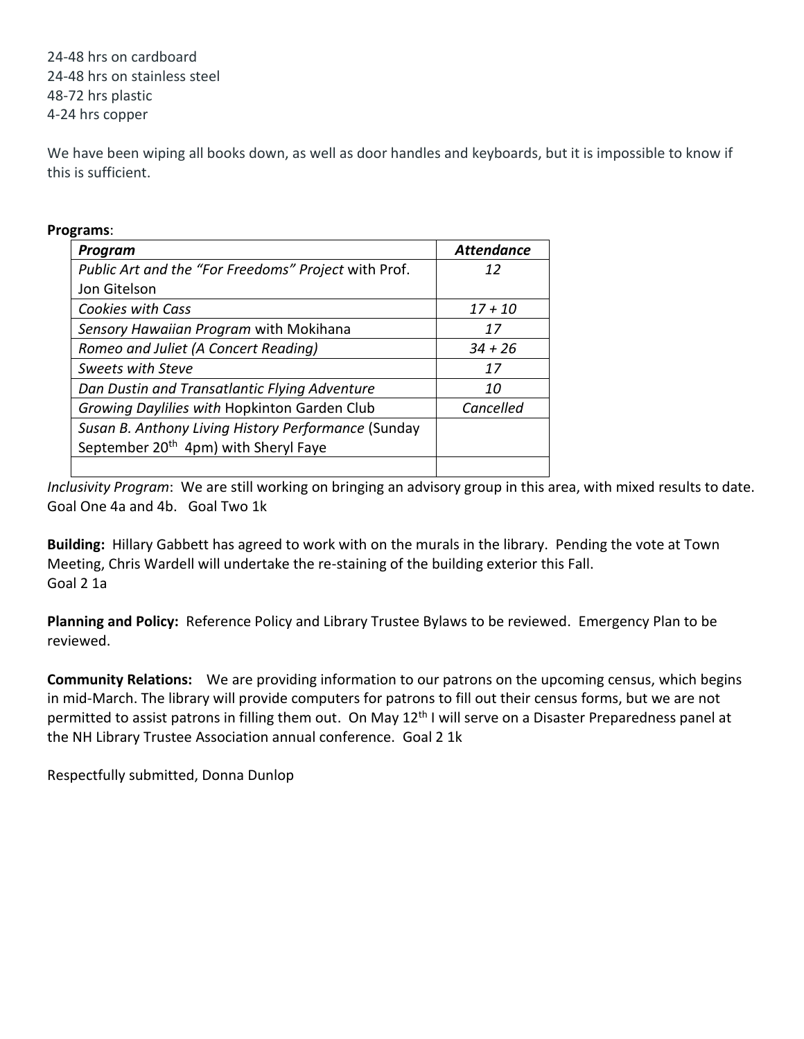24-48 hrs on cardboard
24-48 hrs on stainless steel
48-72 hrs plastic
4-24 hrs copper

We have been wiping all books down, as well as door handles and keyboards, but it is impossible to know if this is sufficient.

**Programs**:

| ***Program*** | ***Attendance*** |
|---|---|
| *Public Art and the "For Freedoms" Project* with Prof. Jon Gitelson | *12* |
| *Cookies with Cass* | *17 + 10* |
| *Sensory Hawaiian Program* with Mokihana | *17* |
| *Romeo and Juliet (A Concert Reading)* | *34 + 26* |
| *Sweets with Steve* | *17* |
| *Dan Dustin and Transatlantic Flying Adventure* | *10* |
| *Growing Daylilies with* Hopkinton Garden Club | *Cancelled* |
| *Susan B. Anthony Living History Performance* (Sunday September 20th 4pm) with Sheryl Faye | |
| | |

*Inclusivity Program*: We are still working on bringing an advisory group in this area, with mixed results to date. Goal One 4a and 4b. Goal Two 1k

**Building:** Hillary Gabbett has agreed to work with on the murals in the library. Pending the vote at Town Meeting, Chris Wardell will undertake the re-staining of the building exterior this Fall.
Goal 2 1a

**Planning and Policy:** Reference Policy and Library Trustee Bylaws to be reviewed. Emergency Plan to be reviewed.

**Community Relations:** We are providing information to our patrons on the upcoming census, which begins in mid-March. The library will provide computers for patrons to fill out their census forms, but we are not permitted to assist patrons in filling them out. On May 12th I will serve on a Disaster Preparedness panel at the NH Library Trustee Association annual conference. Goal 2 1k

Respectfully submitted, Donna Dunlop